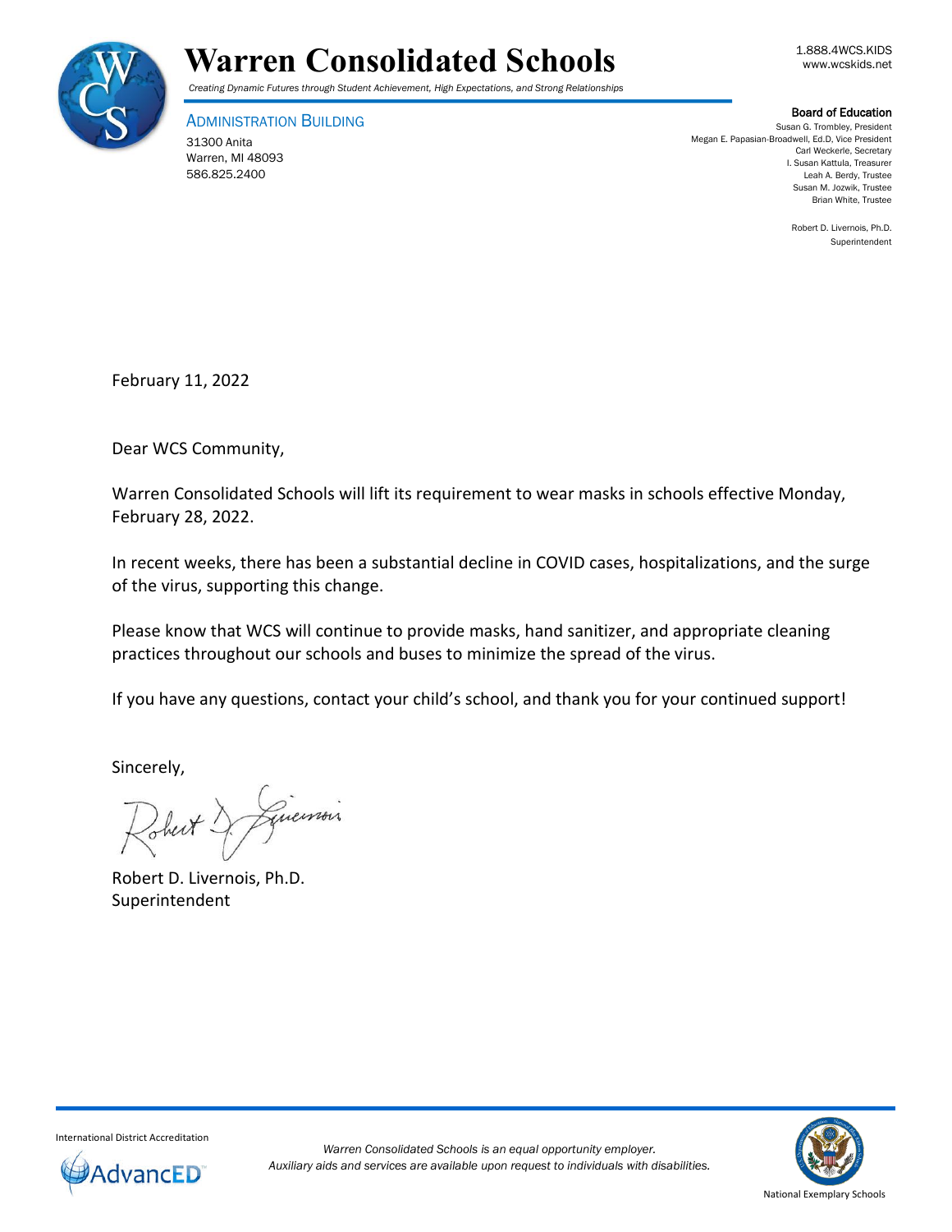# Warren Consolidated Schools

*Creating Dynamic Futures through Student Achievement, High Expectations, and Strong Relationships*

1.888.4WCS.KIDS
www.wcskids.net

ADMINISTRATION BUILDING
31300 Anita
Warren, MI 48093
586.825.2400

**Board of Education**
Susan G. Trombley, President
Megan E. Papasian-Broadwell, Ed.D, Vice President
Carl Weckerle, Secretary
I. Susan Kattula, Treasurer
Leah A. Berdy, Trustee
Susan M. Jozwik, Trustee
Brian White, Trustee

Robert D. Livernois, Ph.D.
Superintendent

February 11, 2022

Dear WCS Community,

Warren Consolidated Schools will lift its requirement to wear masks in schools effective Monday, February 28, 2022.

In recent weeks, there has been a substantial decline in COVID cases, hospitalizations, and the surge of the virus, supporting this change.

Please know that WCS will continue to provide masks, hand sanitizer, and appropriate cleaning practices throughout our schools and buses to minimize the spread of the virus.

If you have any questions, contact your child's school, and thank you for your continued support!

Sincerely,

Robert D. Livernois, Ph.D.
Superintendent

International District Accreditation
AdvancED

*Warren Consolidated Schools is an equal opportunity employer.*
*Auxiliary aids and services are available upon request to individuals with disabilities.*

National Exemplary Schools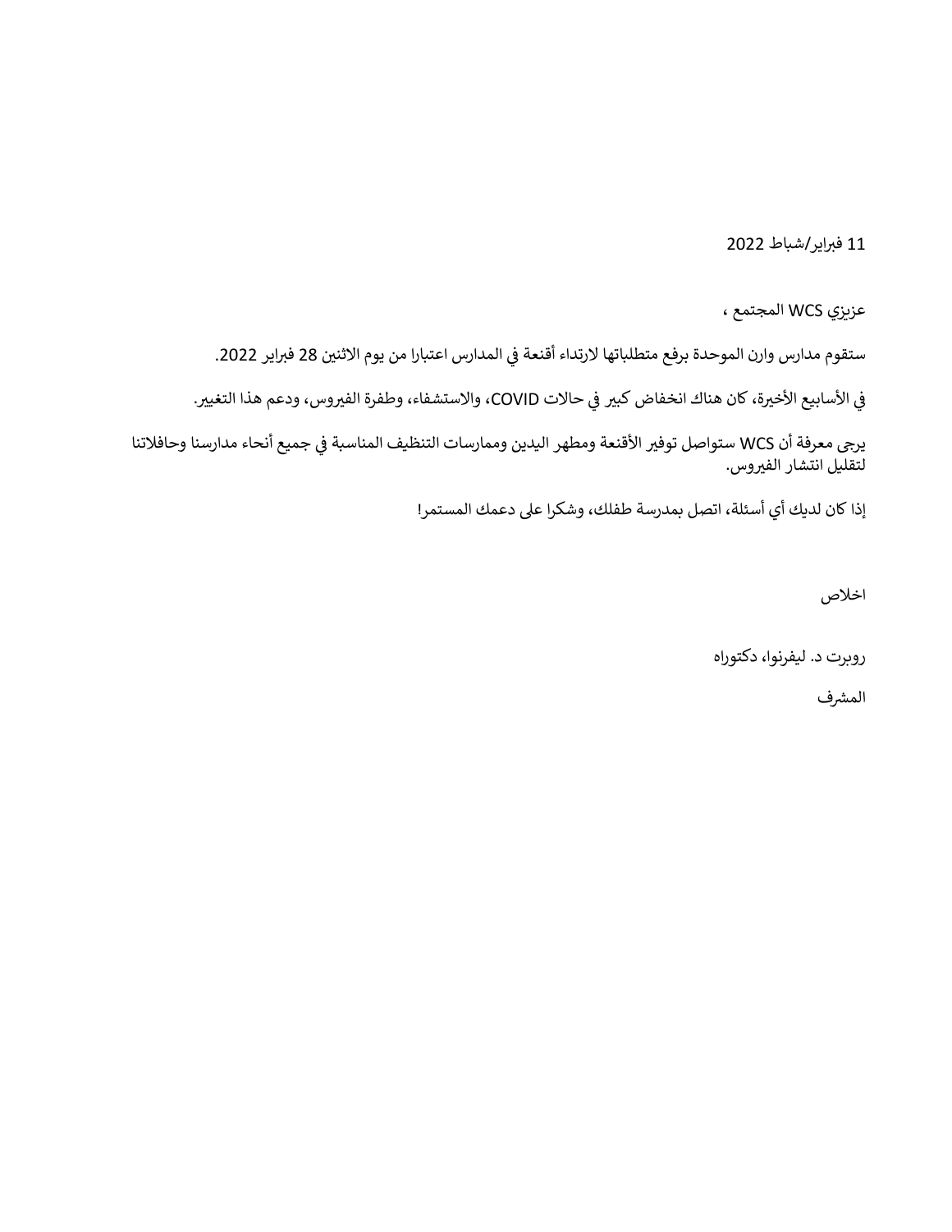11 فبراير/شباط 2022

عزيزي WCS المجتمع ،

ستقوم مدارس وارن الموحدة برفع متطلباتها لارتداء أقنعة في المدارس اعتبارا من يوم الاثنين 28 فبراير 2022.

في الأسابيع الأخيرة، كان هناك انخفاض كبير في حالات COVID، والاستشفاء، وطفرة الفيروس، ودعم هذا التغيير.

يرجى معرفة أن WCS ستواصل توفير الأقنعة ومطهر اليدين وممارسات التنظيف المناسبة في جميع أنحاء مدارسنا وحافلاتنا لتقليل انتشار الفيروس.

إذا كان لديك أي أسئلة، اتصل بمدرسة طفلك، وشكرا على دعمك المستمر!

اخلاص

روبرت د. ليفرنوا، دكتوراه

المشرف